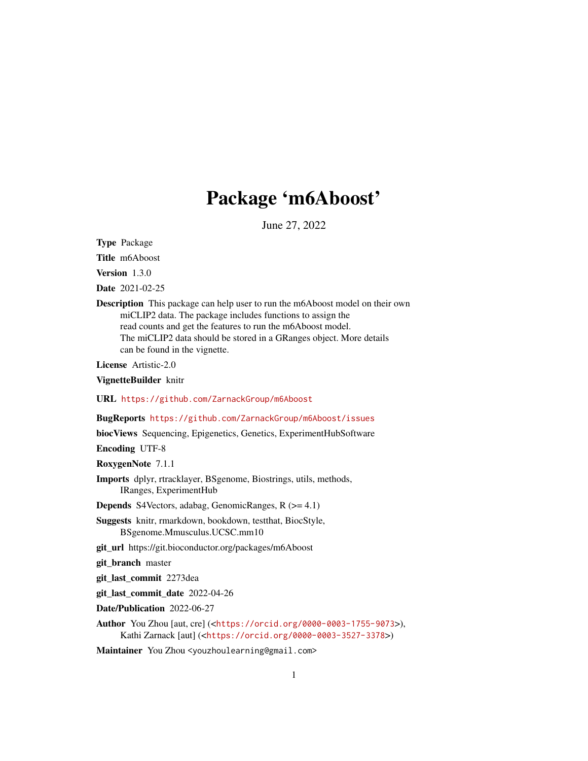# Package 'm6Aboost'

June 27, 2022

**Type** Package

**Title** m6Aboost

**Version** 1.3.0

**Date** 2021-02-25

**Description** This package can help user to run the m6Aboost model on their own miCLIP2 data. The package includes functions to assign the read counts and get the features to run the m6Aboost model. The miCLIP2 data should be stored in a GRanges object. More details can be found in the vignette.

**License** Artistic-2.0

**VignetteBuilder** knitr

**URL** https://github.com/ZarnackGroup/m6Aboost

**BugReports** https://github.com/ZarnackGroup/m6Aboost/issues

**biocViews** Sequencing, Epigenetics, Genetics, ExperimentHubSoftware

**Encoding** UTF-8

**RoxygenNote** 7.1.1

**Imports** dplyr, rtracklayer, BSgenome, Biostrings, utils, methods, IRanges, ExperimentHub

**Depends** S4Vectors, adabag, GenomicRanges, R (>= 4.1)

**Suggests** knitr, rmarkdown, bookdown, testthat, BiocStyle, BSgenome.Mmusculus.UCSC.mm10

**git_url** https://git.bioconductor.org/packages/m6Aboost

**git_branch** master

**git_last_commit** 2273dea

**git_last_commit_date** 2022-04-26

**Date/Publication** 2022-06-27

**Author** You Zhou [aut, cre] (<https://orcid.org/0000-0003-1755-9073>), Kathi Zarnack [aut] (<https://orcid.org/0000-0003-3527-3378>)

**Maintainer** You Zhou <youzhoulearning@gmail.com>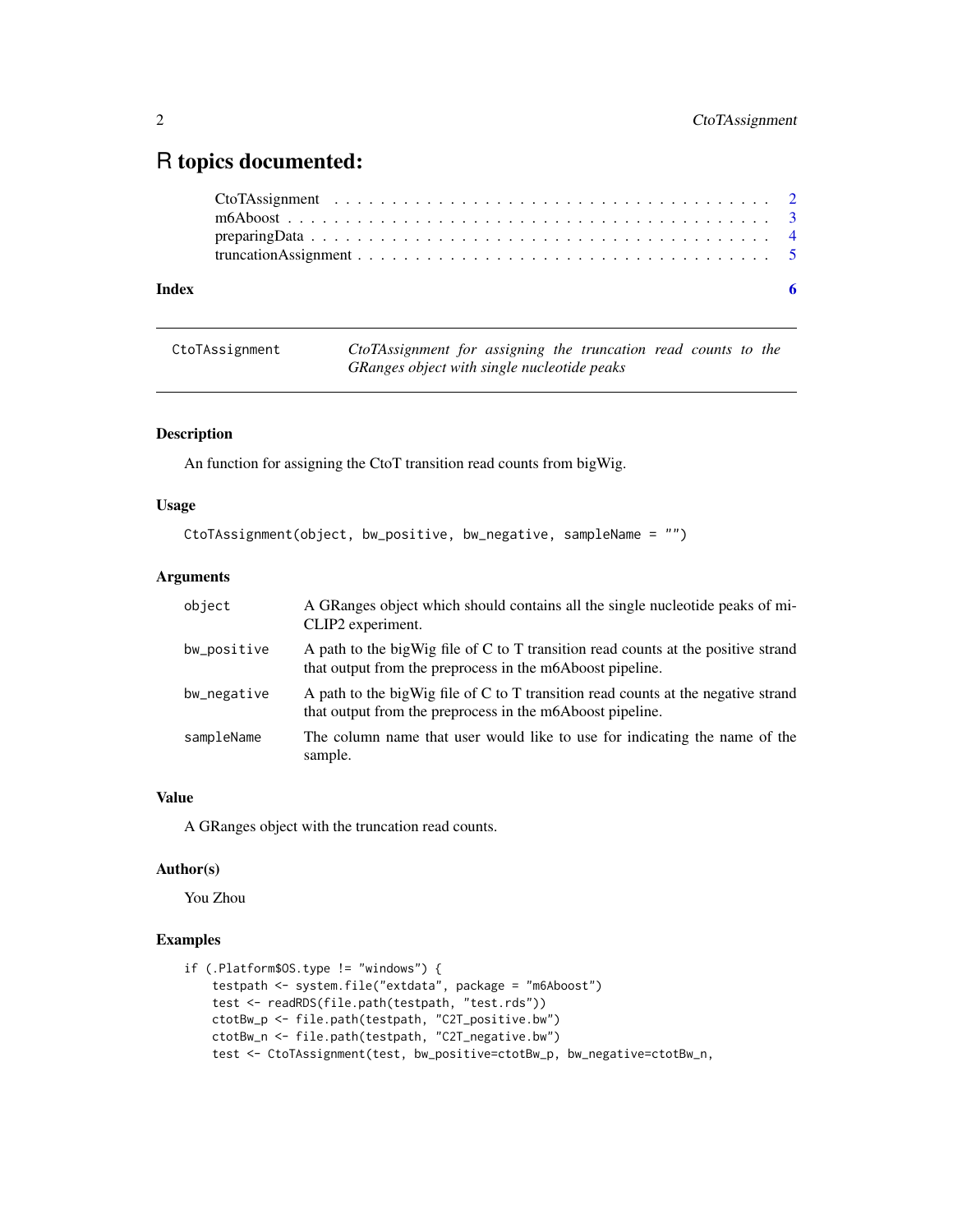# R topics documented:

CtoTAssignment . . . . . . . . . . . . . . . . . . . . . . . . . . . . . . . . . . . . 2
m6Aboost . . . . . . . . . . . . . . . . . . . . . . . . . . . . . . . . . . . . . . . 3
preparingData . . . . . . . . . . . . . . . . . . . . . . . . . . . . . . . . . . . . 4
truncationAssignment . . . . . . . . . . . . . . . . . . . . . . . . . . . . . . . . 5

**Index** **6**

---

`CtoTAssignment` *CtoTAssignment for assigning the truncation read counts to the GRanges object with single nucleotide peaks*

---

### Description

An function for assigning the CtoT transition read counts from bigWig.

### Usage

```
CtoTAssignment(object, bw_positive, bw_negative, sampleName = "")
```

### Arguments

| | |
|---|---|
| `object` | A GRanges object which should contains all the single nucleotide peaks of miCLIP2 experiment. |
| `bw_positive` | A path to the bigWig file of C to T transition read counts at the positive strand that output from the preprocess in the m6Aboost pipeline. |
| `bw_negative` | A path to the bigWig file of C to T transition read counts at the negative strand that output from the preprocess in the m6Aboost pipeline. |
| `sampleName` | The column name that user would like to use for indicating the name of the sample. |

### Value

A GRanges object with the truncation read counts.

### Author(s)

You Zhou

### Examples

```
if (.Platform$OS.type != "windows") {
    testpath <- system.file("extdata", package = "m6Aboost")
    test <- readRDS(file.path(testpath, "test.rds"))
    ctotBw_p <- file.path(testpath, "C2T_positive.bw")
    ctotBw_n <- file.path(testpath, "C2T_negative.bw")
    test <- CtoTAssignment(test, bw_positive=ctotBw_p, bw_negative=ctotBw_n,
```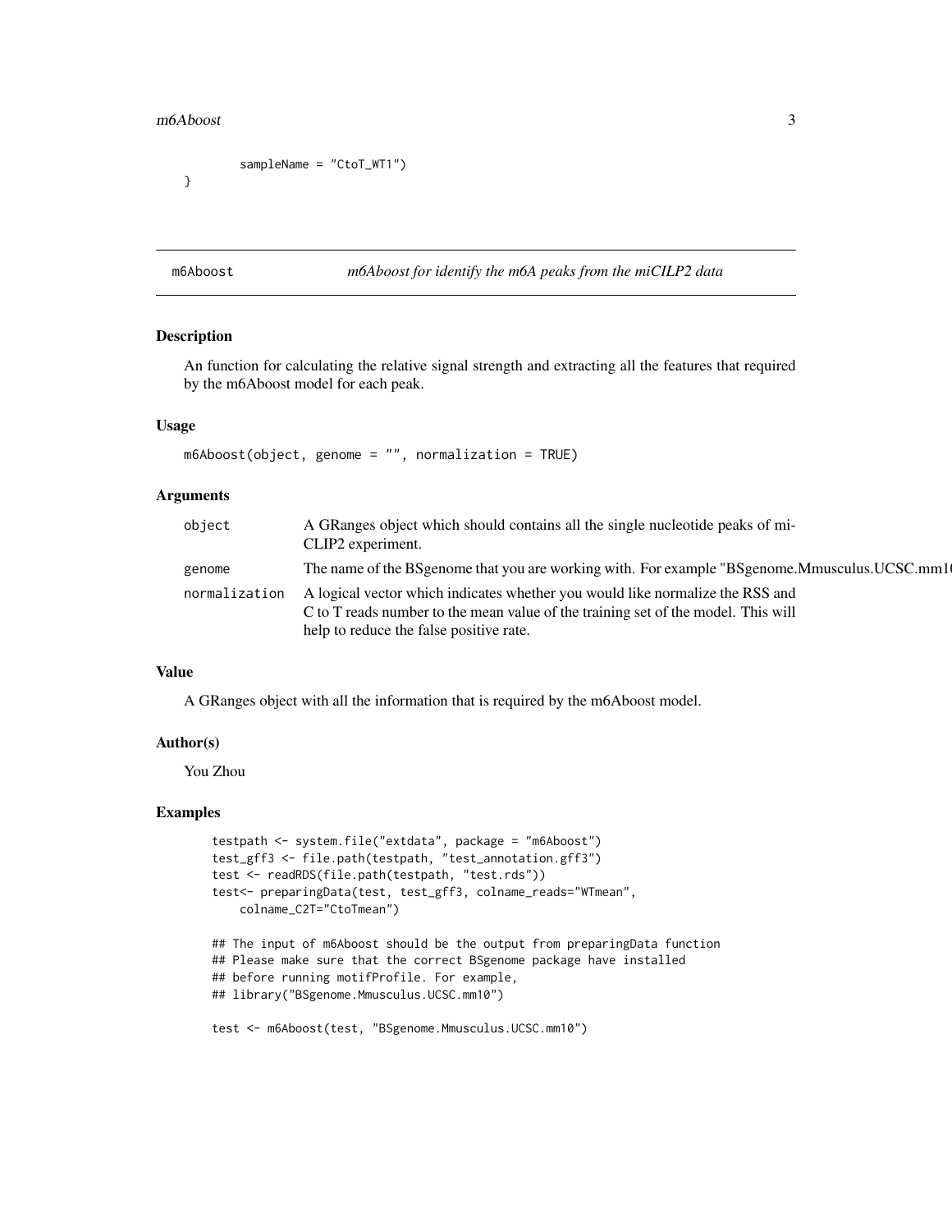```
        sampleName = "CtoT_WT1")
}
```

---

## m6Aboost — *m6Aboost for identify the m6A peaks from the miCILP2 data*

### Description

An function for calculating the relative signal strength and extracting all the features that required by the m6Aboost model for each peak.

### Usage

```
m6Aboost(object, genome = "", normalization = TRUE)
```

### Arguments

| Argument | Description |
| --- | --- |
| object | A GRanges object which should contains all the single nucleotide peaks of miCLIP2 experiment. |
| genome | The name of the BSgenome that you are working with. For example "BSgenome.Mmusculus.UCSC.mm10" |
| normalization | A logical vector which indicates whether you would like normalize the RSS and C to T reads number to the mean value of the training set of the model. This will help to reduce the false positive rate. |

### Value

A GRanges object with all the information that is required by the m6Aboost model.

### Author(s)

You Zhou

### Examples

```
testpath <- system.file("extdata", package = "m6Aboost")
test_gff3 <- file.path(testpath, "test_annotation.gff3")
test <- readRDS(file.path(testpath, "test.rds"))
test<- preparingData(test, test_gff3, colname_reads="WTmean",
    colname_C2T="CtoTmean")

## The input of m6Aboost should be the output from preparingData function
## Please make sure that the correct BSgenome package have installed
## before running motifProfile. For example,
## library("BSgenome.Mmusculus.UCSC.mm10")

test <- m6Aboost(test, "BSgenome.Mmusculus.UCSC.mm10")
```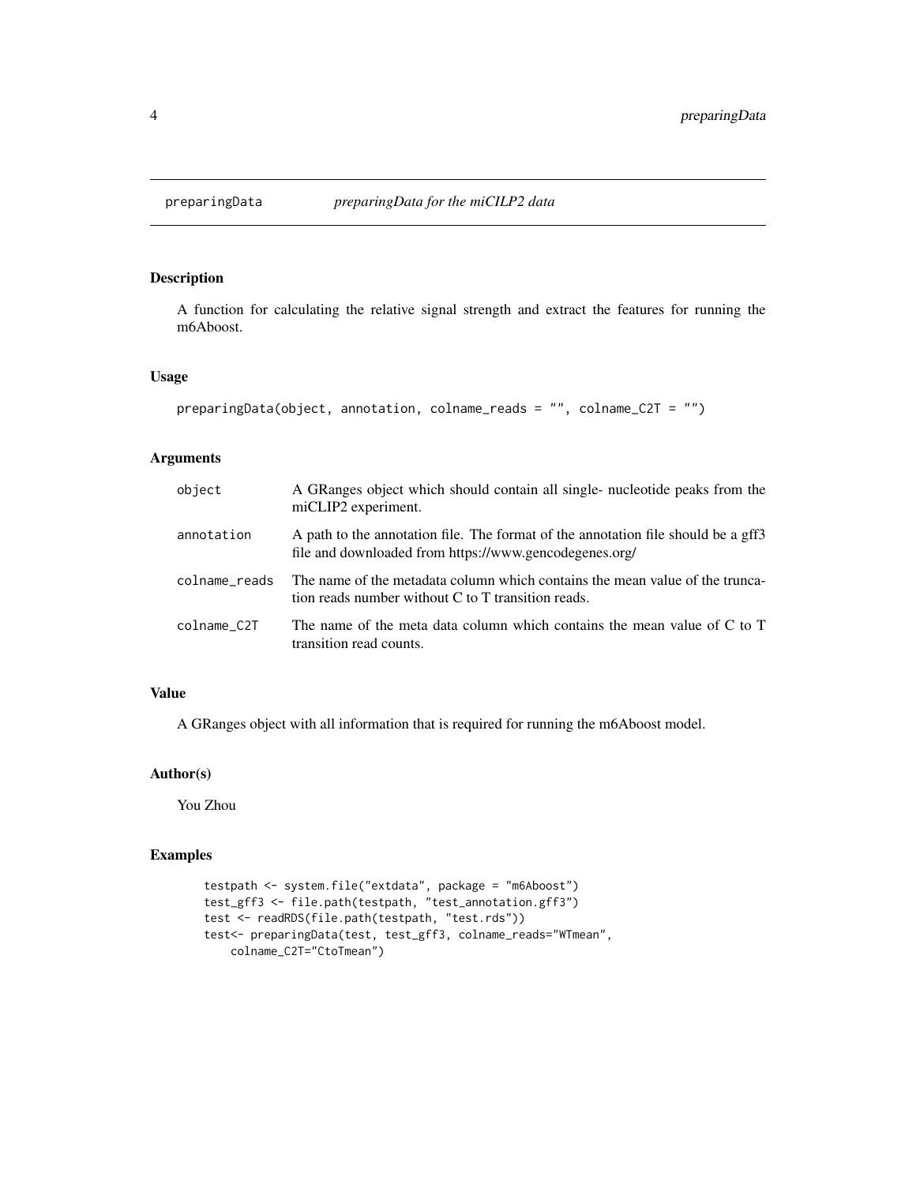## preparingData — *preparingData for the miCILP2 data*

### Description

A function for calculating the relative signal strength and extract the features for running the m6Aboost.

### Usage

```
preparingData(object, annotation, colname_reads = "", colname_C2T = "")
```

### Arguments

| | |
|---|---|
| object | A GRanges object which should contain all single- nucleotide peaks from the miCLIP2 experiment. |
| annotation | A path to the annotation file. The format of the annotation file should be a gff3 file and downloaded from https://www.gencodegenes.org/ |
| colname_reads | The name of the metadata column which contains the mean value of the truncation reads number without C to T transition reads. |
| colname_C2T | The name of the meta data column which contains the mean value of C to T transition read counts. |

### Value

A GRanges object with all information that is required for running the m6Aboost model.

### Author(s)

You Zhou

### Examples

```
testpath <- system.file("extdata", package = "m6Aboost")
test_gff3 <- file.path(testpath, "test_annotation.gff3")
test <- readRDS(file.path(testpath, "test.rds"))
test<- preparingData(test, test_gff3, colname_reads="WTmean",
    colname_C2T="CtoTmean")
```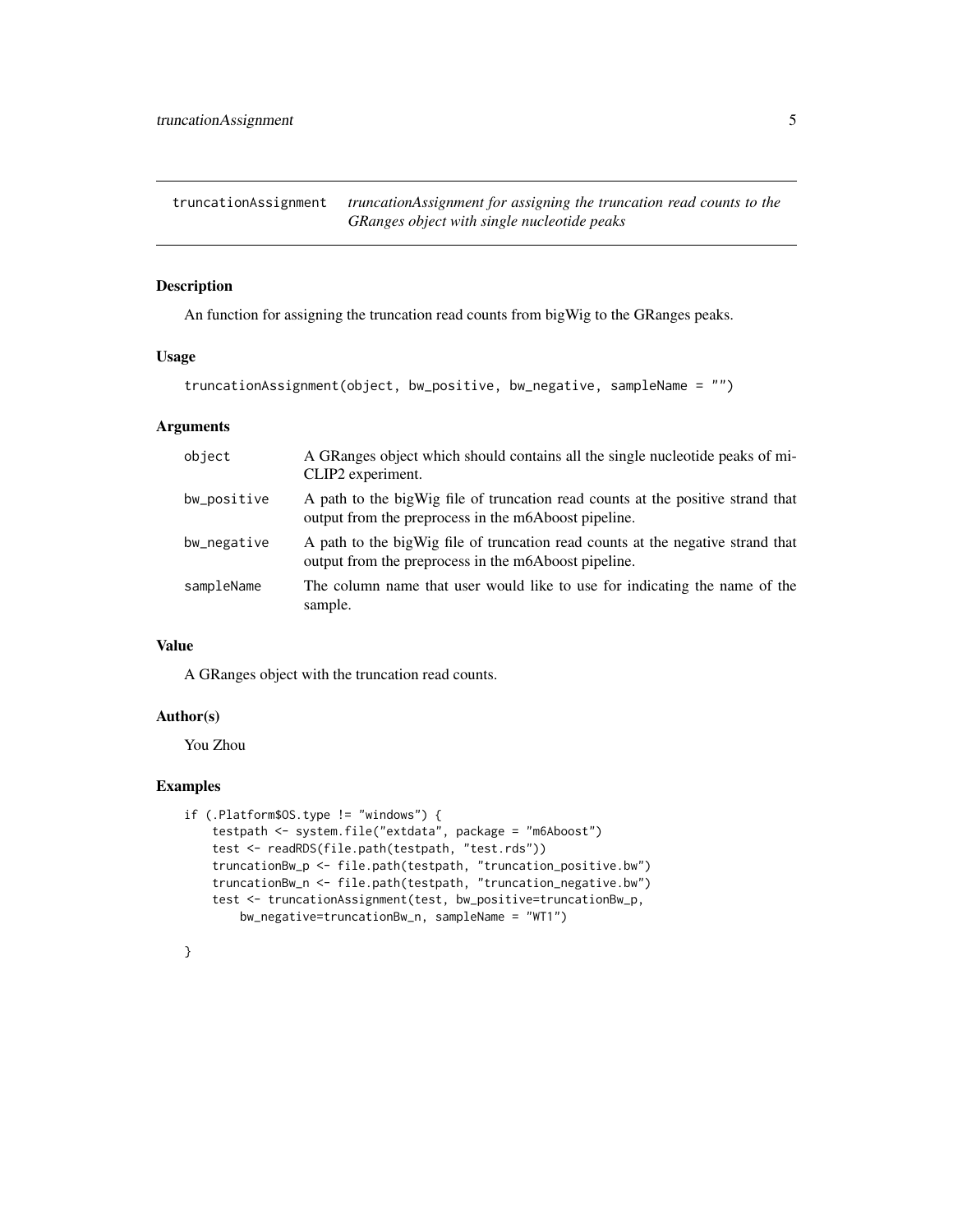## truncationAssignment    *truncationAssignment for assigning the truncation read counts to the GRanges object with single nucleotide peaks*

### Description

An function for assigning the truncation read counts from bigWig to the GRanges peaks.

### Usage

```
truncationAssignment(object, bw_positive, bw_negative, sampleName = "")
```

### Arguments

| | |
|---|---|
| object | A GRanges object which should contains all the single nucleotide peaks of miCLIP2 experiment. |
| bw_positive | A path to the bigWig file of truncation read counts at the positive strand that output from the preprocess in the m6Aboost pipeline. |
| bw_negative | A path to the bigWig file of truncation read counts at the negative strand that output from the preprocess in the m6Aboost pipeline. |
| sampleName | The column name that user would like to use for indicating the name of the sample. |

### Value

A GRanges object with the truncation read counts.

### Author(s)

You Zhou

### Examples

```
if (.Platform$OS.type != "windows") {
    testpath <- system.file("extdata", package = "m6Aboost")
    test <- readRDS(file.path(testpath, "test.rds"))
    truncationBw_p <- file.path(testpath, "truncation_positive.bw")
    truncationBw_n <- file.path(testpath, "truncation_negative.bw")
    test <- truncationAssignment(test, bw_positive=truncationBw_p,
        bw_negative=truncationBw_n, sampleName = "WT1")

}
```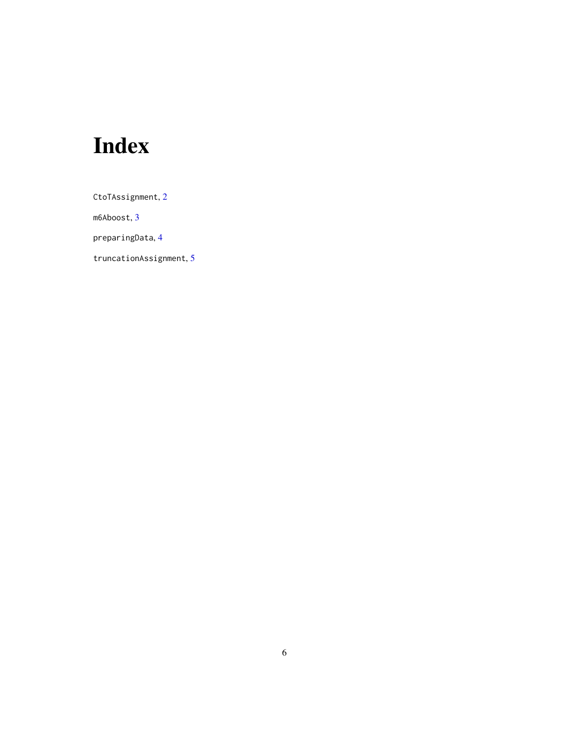# Index

CtoTAssignment, 2

m6Aboost, 3

preparingData, 4

truncationAssignment, 5